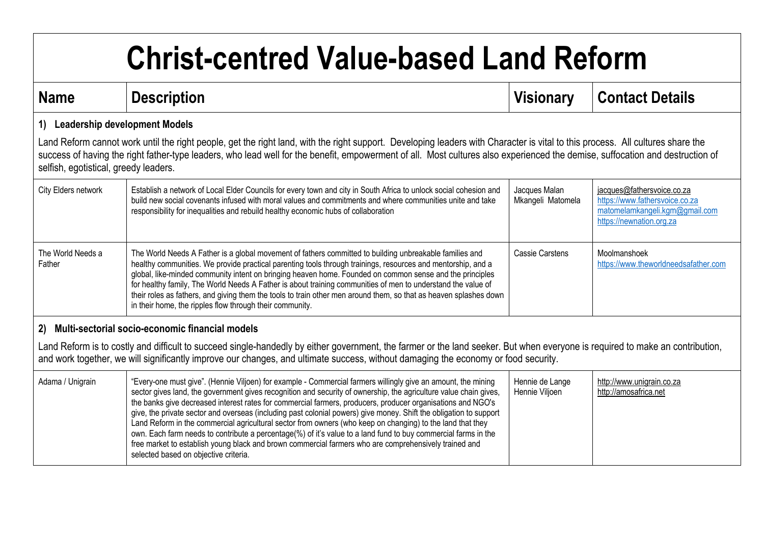# Christ-centred Value-based Land Reform

| Name | Description | Visionary | Contact Details |
|---|---|---|---|
| **1) Leadership development Models**<br><br>Land Reform cannot work until the right people, get the right land, with the right support. Developing leaders with Character is vital to this process. All cultures share the success of having the right father-type leaders, who lead well for the benefit, empowerment of all. Most cultures also experienced the demise, suffocation and destruction of selfish, egotistical, greedy leaders. | | | |
| City Elders network | Establish a network of Local Elder Councils for every town and city in South Africa to unlock social cohesion and build new social covenants infused with moral values and commitments and where communities unite and take responsibility for inequalities and rebuild healthy economic hubs of collaboration | Jacques Malan<br>Mkangeli Matomela | jacques@fathersvoice.co.za<br>https://www.fathersvoice.co.za<br>matomelamkangeli.kgm@gmail.com<br>https://newnation.org.za |
| The World Needs a Father | The World Needs A Father is a global movement of fathers committed to building unbreakable families and healthy communities. We provide practical parenting tools through trainings, resources and mentorship, and a global, like-minded community intent on bringing heaven home. Founded on common sense and the principles for healthy family, The World Needs A Father is about training communities of men to understand the value of their roles as fathers, and giving them the tools to train other men around them, so that as heaven splashes down in their home, the ripples flow through their community. | Cassie Carstens | Moolmanshoek<br>https://www.theworldneedsafather.com |
| **2) Multi-sectorial socio-economic financial models**<br><br>Land Reform is to costly and difficult to succeed single-handedly by either government, the farmer or the land seeker. But when everyone is required to make an contribution, and work together, we will significantly improve our changes, and ultimate success, without damaging the economy or food security. | | | |
| Adama / Unigrain | "Every-one must give". (Hennie Viljoen) for example - Commercial farmers willingly give an amount, the mining sector gives land, the government gives recognition and security of ownership, the agriculture value chain gives, the banks give decreased interest rates for commercial farmers, producers, producer organisations and NGO's give, the private sector and overseas (including past colonial powers) give money. Shift the obligation to support Land Reform in the commercial agricultural sector from owners (who keep on changing) to the land that they own. Each farm needs to contribute a percentage(%) of it's value to a land fund to buy commercial farms in the free market to establish young black and brown commercial farmers who are comprehensively trained and selected based on objective criteria. | Hennie de Lange<br>Hennie Viljoen | http://www.unigrain.co.za<br>http://amosafrica.net |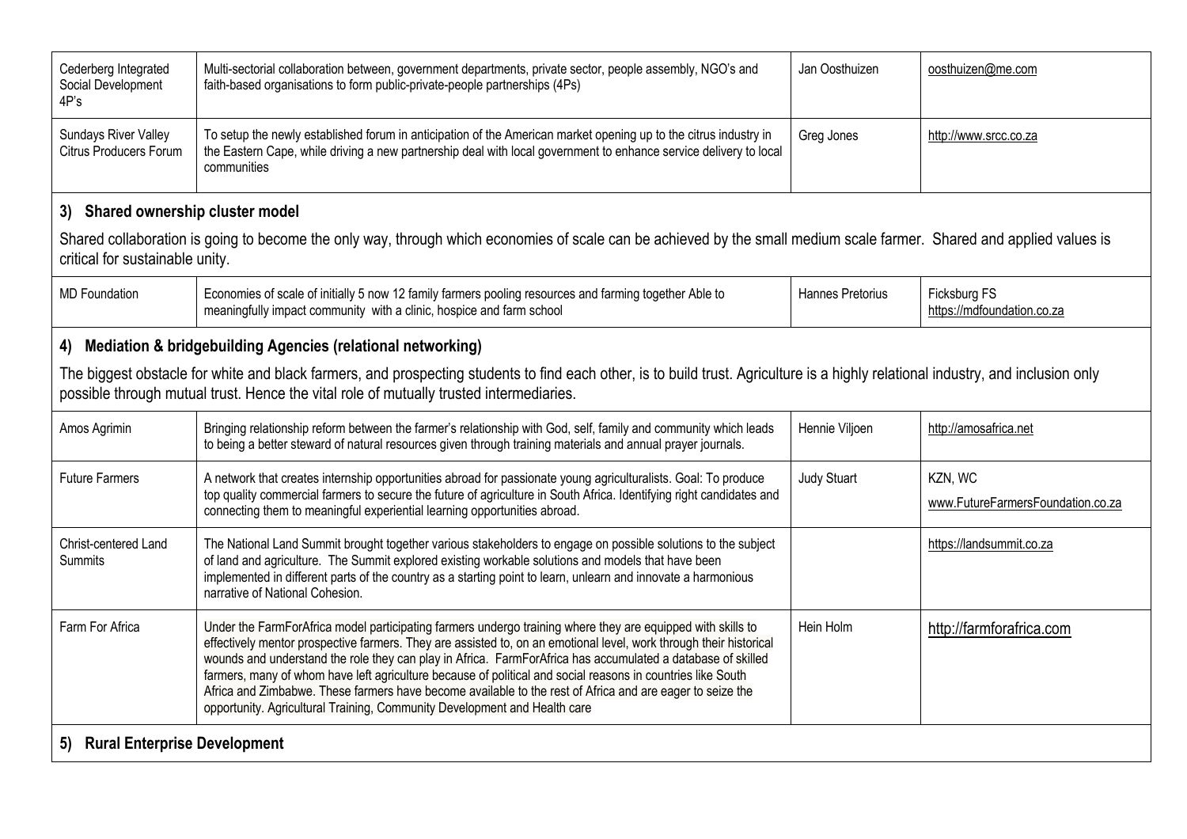| | | | |
|---|---|---|---|
| Cederberg Integrated Social Development 4P's | Multi-sectorial collaboration between, government departments, private sector, people assembly, NGO's and faith-based organisations to form public-private-people partnerships (4Ps) | Jan Oosthuizen | oosthuizen@me.com |
| Sundays River Valley Citrus Producers Forum | To setup the newly established forum in anticipation of the American market opening up to the citrus industry in the Eastern Cape, while driving a new partnership deal with local government to enhance service delivery to local communities | Greg Jones | http://www.srcc.co.za |

### 3) Shared ownership cluster model

Shared collaboration is going to become the only way, through which economies of scale can be achieved by the small medium scale farmer. Shared and applied values is critical for sustainable unity.

| | | | |
|---|---|---|---|
| MD Foundation | Economies of scale of initially 5 now 12 family farmers pooling resources and farming together Able to meaningfully impact community with a clinic, hospice and farm school | Hannes Pretorius | Ficksburg FS https://mdfoundation.co.za |

### 4) Mediation & bridgebuilding Agencies (relational networking)

The biggest obstacle for white and black farmers, and prospecting students to find each other, is to build trust. Agriculture is a highly relational industry, and inclusion only possible through mutual trust. Hence the vital role of mutually trusted intermediaries.

| | | | |
|---|---|---|---|
| Amos Agrimin | Bringing relationship reform between the farmer's relationship with God, self, family and community which leads to being a better steward of natural resources given through training materials and annual prayer journals. | Hennie Viljoen | http://amosafrica.net |
| Future Farmers | A network that creates internship opportunities abroad for passionate young agriculturalists. Goal: To produce top quality commercial farmers to secure the future of agriculture in South Africa. Identifying right candidates and connecting them to meaningful experiential learning opportunities abroad. | Judy Stuart | KZN, WC www.FutureFarmersFoundation.co.za |
| Christ-centered Land Summits | The National Land Summit brought together various stakeholders to engage on possible solutions to the subject of land and agriculture. The Summit explored existing workable solutions and models that have been implemented in different parts of the country as a starting point to learn, unlearn and innovate a harmonious narrative of National Cohesion. | | https://landsummit.co.za |
| Farm For Africa | Under the FarmForAfrica model participating farmers undergo training where they are equipped with skills to effectively mentor prospective farmers. They are assisted to, on an emotional level, work through their historical wounds and understand the role they can play in Africa. FarmForAfrica has accumulated a database of skilled farmers, many of whom have left agriculture because of political and social reasons in countries like South Africa and Zimbabwe. These farmers have become available to the rest of Africa and are eager to seize the opportunity. Agricultural Training, Community Development and Health care | Hein Holm | http://farmforafrica.com |

### 5) Rural Enterprise Development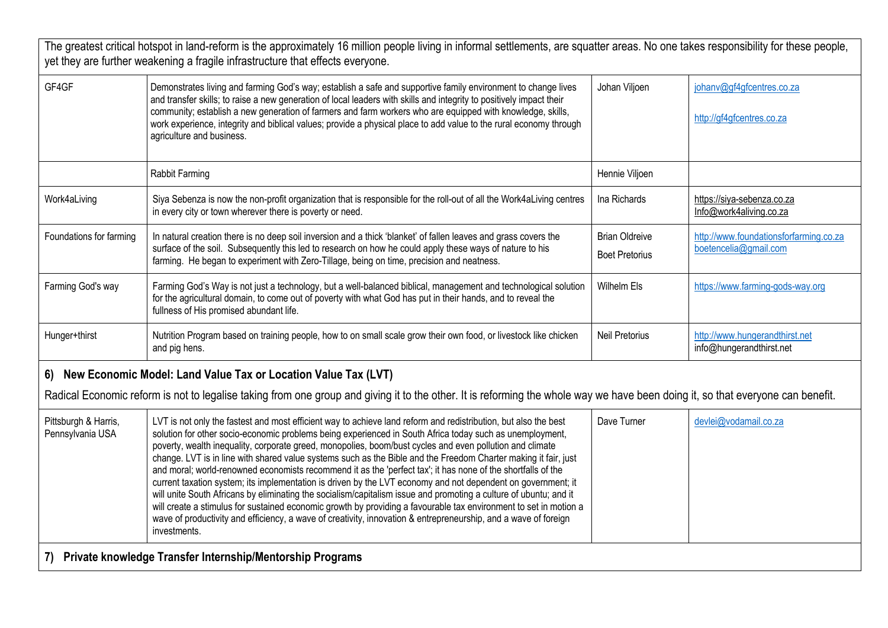The greatest critical hotspot in land-reform is the approximately 16 million people living in informal settlements, are squatter areas. No one takes responsibility for these people, yet they are further weakening a fragile infrastructure that effects everyone.

| | | | |
|---|---|---|---|
| GF4GF | Demonstrates living and farming God's way; establish a safe and supportive family environment to change lives and transfer skills; to raise a new generation of local leaders with skills and integrity to positively impact their community; establish a new generation of farmers and farm workers who are equipped with knowledge, skills, work experience, integrity and biblical values; provide a physical place to add value to the rural economy through agriculture and business. | Johan Viljoen | johanv@gf4gfcentres.co.za<br><br>http://gf4gfcentres.co.za |
| | Rabbit Farming | Hennie Viljoen | |
| Work4aLiving | Siya Sebenza is now the non-profit organization that is responsible for the roll-out of all the Work4aLiving centres in every city or town wherever there is poverty or need. | Ina Richards | https://siya-sebenza.co.za<br>Info@work4aliving.co.za |
| Foundations for farming | In natural creation there is no deep soil inversion and a thick 'blanket' of fallen leaves and grass covers the surface of the soil. Subsequently this led to research on how he could apply these ways of nature to his farming. He began to experiment with Zero-Tillage, being on time, precision and neatness. | Brian Oldreive<br><br>Boet Pretorius | http://www.foundationsforfarming.co.za<br>boetencelia@gmail.com |
| Farming God's way | Farming God's Way is not just a technology, but a well-balanced biblical, management and technological solution for the agricultural domain, to come out of poverty with what God has put in their hands, and to reveal the fullness of His promised abundant life. | Wilhelm Els | https://www.farming-gods-way.org |
| Hunger+thirst | Nutrition Program based on training people, how to on small scale grow their own food, or livestock like chicken and pig hens. | Neil Pretorius | http://www.hungerandthirst.net<br>info@hungerandthirst.net |

## 6) New Economic Model: Land Value Tax or Location Value Tax (LVT)

Radical Economic reform is not to legalise taking from one group and giving it to the other. It is reforming the whole way we have been doing it, so that everyone can benefit.

| | | | |
|---|---|---|---|
| Pittsburgh & Harris, Pennsylvania USA | LVT is not only the fastest and most efficient way to achieve land reform and redistribution, but also the best solution for other socio-economic problems being experienced in South Africa today such as unemployment, poverty, wealth inequality, corporate greed, monopolies, boom/bust cycles and even pollution and climate change. LVT is in line with shared value systems such as the Bible and the Freedom Charter making it fair, just and moral; world-renowned economists recommend it as the 'perfect tax'; it has none of the shortfalls of the current taxation system; its implementation is driven by the LVT economy and not dependent on government; it will unite South Africans by eliminating the socialism/capitalism issue and promoting a culture of ubuntu; and it will create a stimulus for sustained economic growth by providing a favourable tax environment to set in motion a wave of productivity and efficiency, a wave of creativity, innovation & entrepreneurship, and a wave of foreign investments. | Dave Turner | devlei@vodamail.co.za |

## 7) Private knowledge Transfer Internship/Mentorship Programs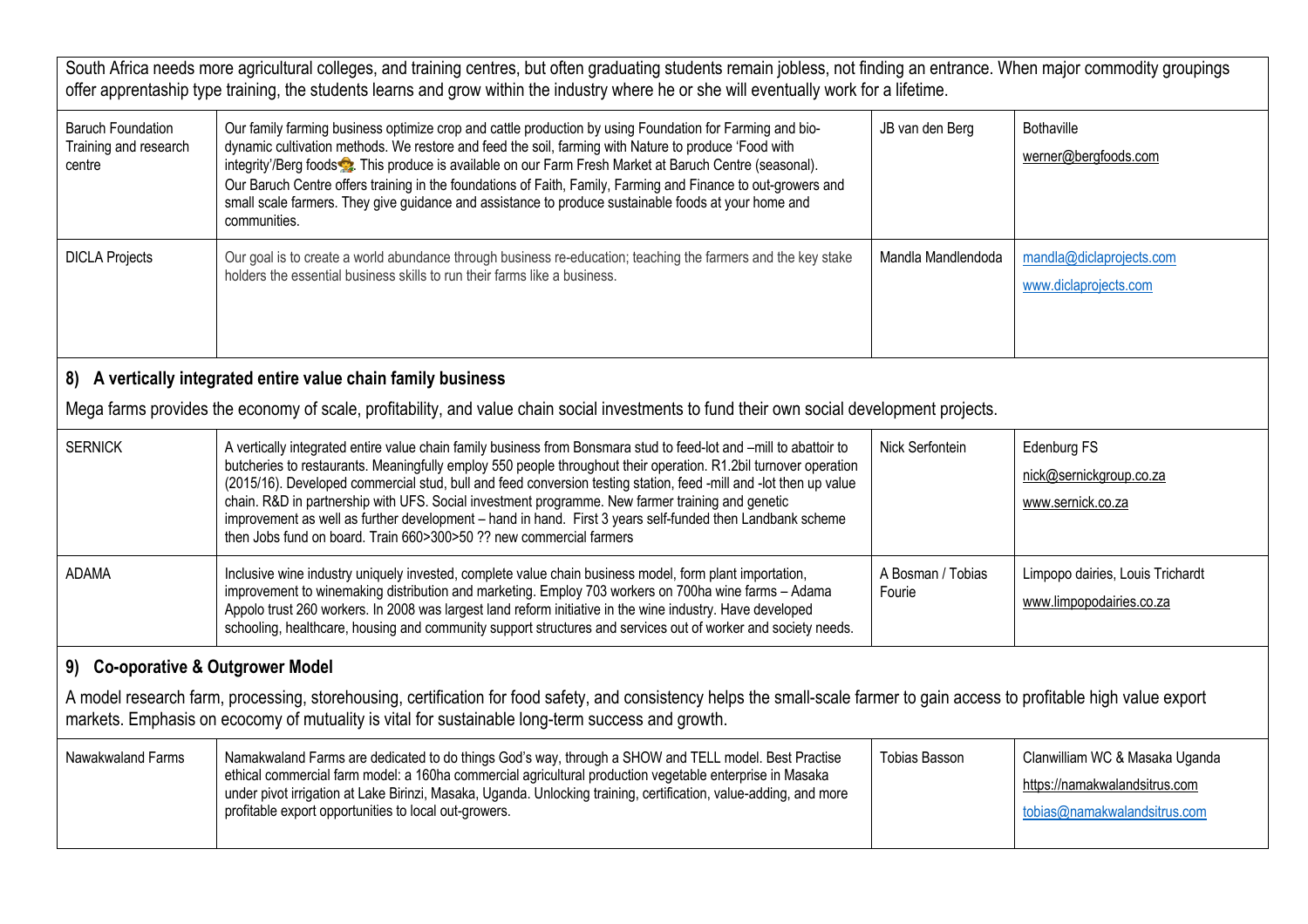South Africa needs more agricultural colleges, and training centres, but often graduating students remain jobless, not finding an entrance. When major commodity groupings offer apprentaship type training, the students learns and grow within the industry where he or she will eventually work for a lifetime.

| | | | |
|---|---|---|---|
| Baruch Foundation Training and research centre | Our family farming business optimize crop and cattle production by using Foundation for Farming and bio-dynamic cultivation methods. We restore and feed the soil, farming with Nature to produce 'Food with integrity'/Berg foods🧑‍🌾. This produce is available on our Farm Fresh Market at Baruch Centre (seasonal). Our Baruch Centre offers training in the foundations of Faith, Family, Farming and Finance to out-growers and small scale farmers. They give guidance and assistance to produce sustainable foods at your home and communities. | JB van den Berg | Bothaville<br>werner@bergfoods.com |
| DICLA Projects | Our goal is to create a world abundance through business re-education; teaching the farmers and the key stake holders the essential business skills to run their farms like a business. | Mandla Mandlendoda | mandla@diclaprojects.com<br>www.diclaprojects.com |

## 8) A vertically integrated entire value chain family business

Mega farms provides the economy of scale, profitability, and value chain social investments to fund their own social development projects.

| | | | |
|---|---|---|---|
| SERNICK | A vertically integrated entire value chain family business from Bonsmara stud to feed-lot and –mill to abattoir to butcheries to restaurants. Meaningfully employ 550 people throughout their operation. R1.2bil turnover operation (2015/16). Developed commercial stud, bull and feed conversion testing station, feed -mill and -lot then up value chain. R&D in partnership with UFS. Social investment programme. New farmer training and genetic improvement as well as further development – hand in hand. First 3 years self-funded then Landbank scheme then Jobs fund on board. Train 660>300>50 ?? new commercial farmers | Nick Serfontein | Edenburg FS<br>nick@sernickgroup.co.za<br>www.sernick.co.za |
| ADAMA | Inclusive wine industry uniquely invested, complete value chain business model, form plant importation, improvement to winemaking distribution and marketing. Employ 703 workers on 700ha wine farms – Adama Appolo trust 260 workers. In 2008 was largest land reform initiative in the wine industry. Have developed schooling, healthcare, housing and community support structures and services out of worker and society needs. | A Bosman / Tobias Fourie | Limpopo dairies, Louis Trichardt<br>www.limpopodairies.co.za |

## 9) Co-oporative & Outgrower Model

A model research farm, processing, storehousing, certification for food safety, and consistency helps the small-scale farmer to gain access to profitable high value export markets. Emphasis on ecocomy of mutuality is vital for sustainable long-term success and growth.

| | | | |
|---|---|---|---|
| Nawakwaland Farms | Namakwaland Farms are dedicated to do things God's way, through a SHOW and TELL model. Best Practise ethical commercial farm model: a 160ha commercial agricultural production vegetable enterprise in Masaka under pivot irrigation at Lake Birinzi, Masaka, Uganda. Unlocking training, certification, value-adding, and more profitable export opportunities to local out-growers. | Tobias Basson | Clanwilliam WC & Masaka Uganda<br>https://namakwalandsitrus.com<br>tobias@namakwalandsitrus.com |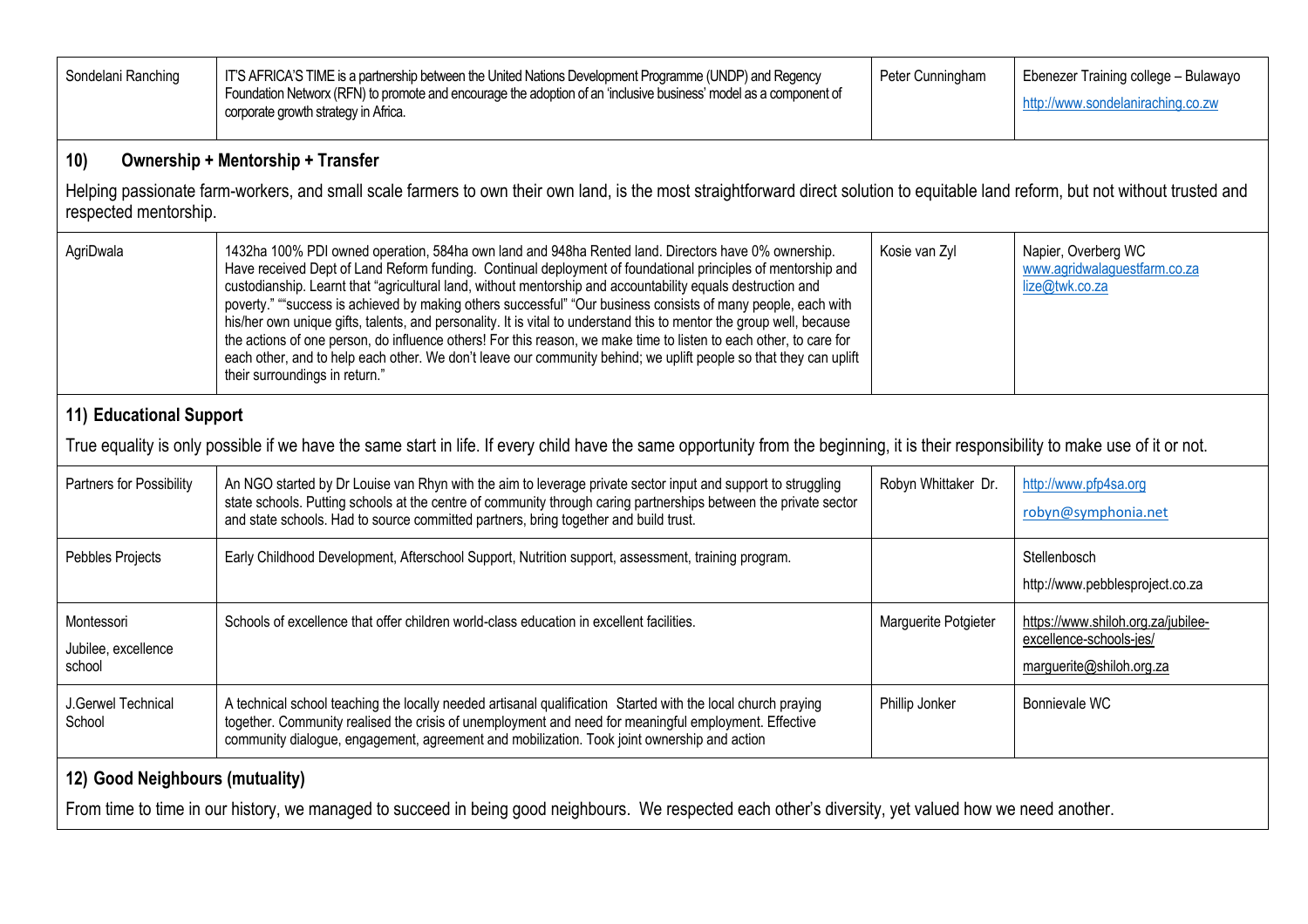| Sondelani Ranching | IT'S AFRICA'S TIME is a partnership between the United Nations Development Programme (UNDP) and Regency Foundation Networx (RFN) to promote and encourage the adoption of an 'inclusive business' model as a component of corporate growth strategy in Africa. | Peter Cunningham | Ebenezer Training college – Bulawayo http://www.sondelaniraching.co.zw |
|---|---|---|---|

## 10) Ownership + Mentorship + Transfer

Helping passionate farm-workers, and small scale farmers to own their own land, is the most straightforward direct solution to equitable land reform, but not without trusted and respected mentorship.

| AgriDwala | 1432ha 100% PDI owned operation, 584ha own land and 948ha Rented land. Directors have 0% ownership. Have received Dept of Land Reform funding. Continual deployment of foundational principles of mentorship and custodianship. Learnt that "agricultural land, without mentorship and accountability equals destruction and poverty." ""success is achieved by making others successful" "Our business consists of many people, each with his/her own unique gifts, talents, and personality. It is vital to understand this to mentor the group well, because the actions of one person, do influence others! For this reason, we make time to listen to each other, to care for each other, and to help each other. We don't leave our community behind; we uplift people so that they can uplift their surroundings in return." | Kosie van Zyl | Napier, Overberg WC www.agridwalaguestfarm.co.za lize@twk.co.za |
|---|---|---|---|

## 11) Educational Support

True equality is only possible if we have the same start in life. If every child have the same opportunity from the beginning, it is their responsibility to make use of it or not.

| Partners for Possibility | An NGO started by Dr Louise van Rhyn with the aim to leverage private sector input and support to struggling state schools. Putting schools at the centre of community through caring partnerships between the private sector and state schools. Had to source committed partners, bring together and build trust. | Robyn Whittaker Dr. | http://www.pfp4sa.org robyn@symphonia.net |
|---|---|---|---|
| Pebbles Projects | Early Childhood Development, Afterschool Support, Nutrition support, assessment, training program. | | Stellenbosch http://www.pebblesproject.co.za |
| Montessori Jubilee, excellence school | Schools of excellence that offer children world-class education in excellent facilities. | Marguerite Potgieter | https://www.shiloh.org.za/jubilee-excellence-schools-jes/ marguerite@shiloh.org.za |
| J.Gerwel Technical School | A technical school teaching the locally needed artisanal qualification Started with the local church praying together. Community realised the crisis of unemployment and need for meaningful employment. Effective community dialogue, engagement, agreement and mobilization. Took joint ownership and action | Phillip Jonker | Bonnievale WC |

## 12) Good Neighbours (mutuality)

From time to time in our history, we managed to succeed in being good neighbours. We respected each other's diversity, yet valued how we need another.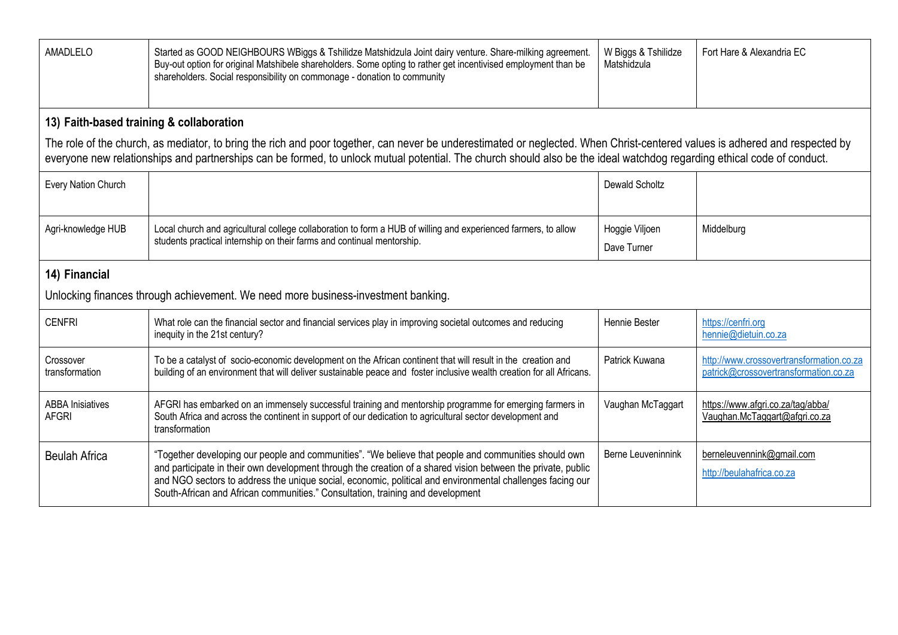| | | | |
|---|---|---|---|
| AMADLELO | Started as GOOD NEIGHBOURS WBiggs & Tshilidze Matshidzula Joint dairy venture. Share-milking agreement. Buy-out option for original Matshibele shareholders. Some opting to rather get incentivised employment than be shareholders. Social responsibility on commonage - donation to community | W Biggs & Tshilidze Matshidzula | Fort Hare & Alexandria EC |

## 13) Faith-based training & collaboration

The role of the church, as mediator, to bring the rich and poor together, can never be underestimated or neglected. When Christ-centered values is adhered and respected by everyone new relationships and partnerships can be formed, to unlock mutual potential. The church should also be the ideal watchdog regarding ethical code of conduct.

| | | | |
|---|---|---|---|
| Every Nation Church | | Dewald Scholtz | |
| Agri-knowledge HUB | Local church and agricultural college collaboration to form a HUB of willing and experienced farmers, to allow students practical internship on their farms and continual mentorship. | Hoggie Viljoen<br>Dave Turner | Middelburg |

## 14) Financial

Unlocking finances through achievement. We need more business-investment banking.

| | | | |
|---|---|---|---|
| CENFRI | What role can the financial sector and financial services play in improving societal outcomes and reducing inequity in the 21st century? | Hennie Bester | https://cenfri.org<br>hennie@dietuin.co.za |
| Crossover transformation | To be a catalyst of socio-economic development on the African continent that will result in the creation and building of an environment that will deliver sustainable peace and foster inclusive wealth creation for all Africans. | Patrick Kuwana | http://www.crossovertransformation.co.za<br>patrick@crossovertransformation.co.za |
| ABBA Inisiatives AFGRI | AFGRI has embarked on an immensely successful training and mentorship programme for emerging farmers in South Africa and across the continent in support of our dedication to agricultural sector development and transformation | Vaughan McTaggart | https://www.afgri.co.za/tag/abba/<br>Vaughan.McTaggart@afgri.co.za |
| Beulah Africa | "Together developing our people and communities". "We believe that people and communities should own and participate in their own development through the creation of a shared vision between the private, public and NGO sectors to address the unique social, economic, political and environmental challenges facing our South-African and African communities." Consultation, training and development | Berne Leuveninnink | berneleuvennink@gmail.com<br>http://beulahafrica.co.za |